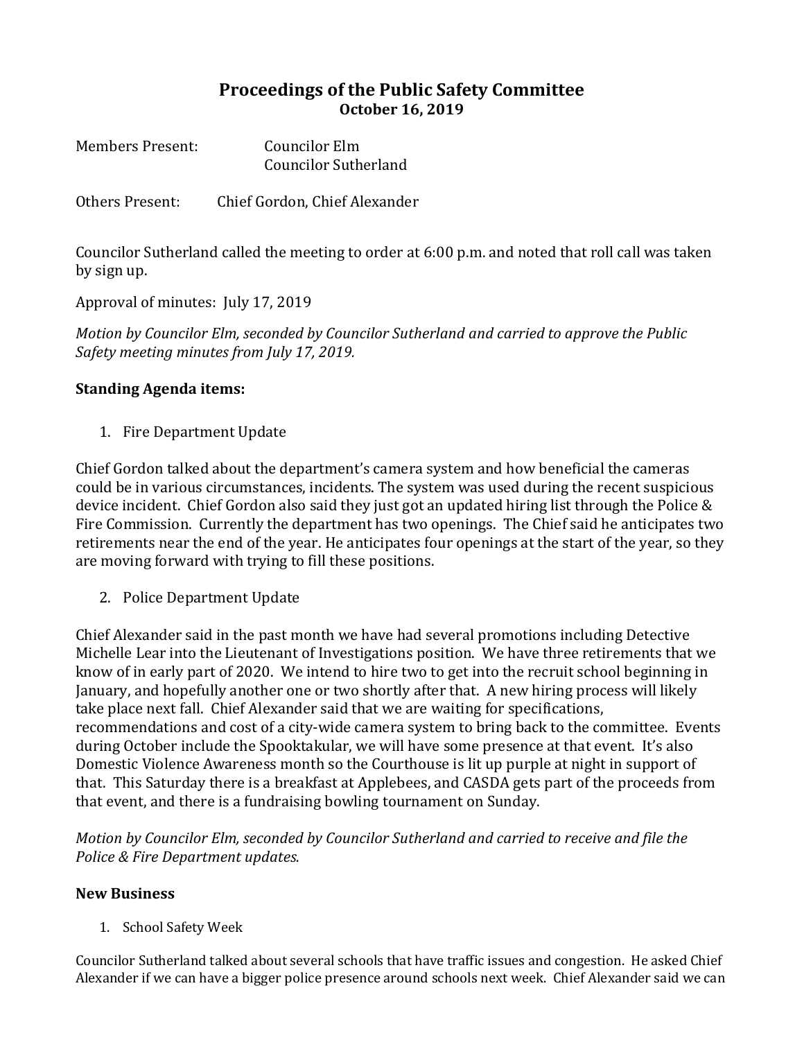# Proceedings of the Public Safety Committee
## October 16, 2019

Members Present: Councilor Elm
Councilor Sutherland

Others Present: Chief Gordon, Chief Alexander

Councilor Sutherland called the meeting to order at 6:00 p.m. and noted that roll call was taken by sign up.

Approval of minutes: July 17, 2019

*Motion by Councilor Elm, seconded by Councilor Sutherland and carried to approve the Public Safety meeting minutes from July 17, 2019.*

**Standing Agenda items:**

1. Fire Department Update

Chief Gordon talked about the department's camera system and how beneficial the cameras could be in various circumstances, incidents. The system was used during the recent suspicious device incident. Chief Gordon also said they just got an updated hiring list through the Police & Fire Commission. Currently the department has two openings. The Chief said he anticipates two retirements near the end of the year. He anticipates four openings at the start of the year, so they are moving forward with trying to fill these positions.

2. Police Department Update

Chief Alexander said in the past month we have had several promotions including Detective Michelle Lear into the Lieutenant of Investigations position. We have three retirements that we know of in early part of 2020. We intend to hire two to get into the recruit school beginning in January, and hopefully another one or two shortly after that. A new hiring process will likely take place next fall. Chief Alexander said that we are waiting for specifications, recommendations and cost of a city-wide camera system to bring back to the committee. Events during October include the Spooktakular, we will have some presence at that event. It's also Domestic Violence Awareness month so the Courthouse is lit up purple at night in support of that. This Saturday there is a breakfast at Applebees, and CASDA gets part of the proceeds from that event, and there is a fundraising bowling tournament on Sunday.

*Motion by Councilor Elm, seconded by Councilor Sutherland and carried to receive and file the Police & Fire Department updates.*

**New Business**

1. School Safety Week

Councilor Sutherland talked about several schools that have traffic issues and congestion. He asked Chief Alexander if we can have a bigger police presence around schools next week. Chief Alexander said we can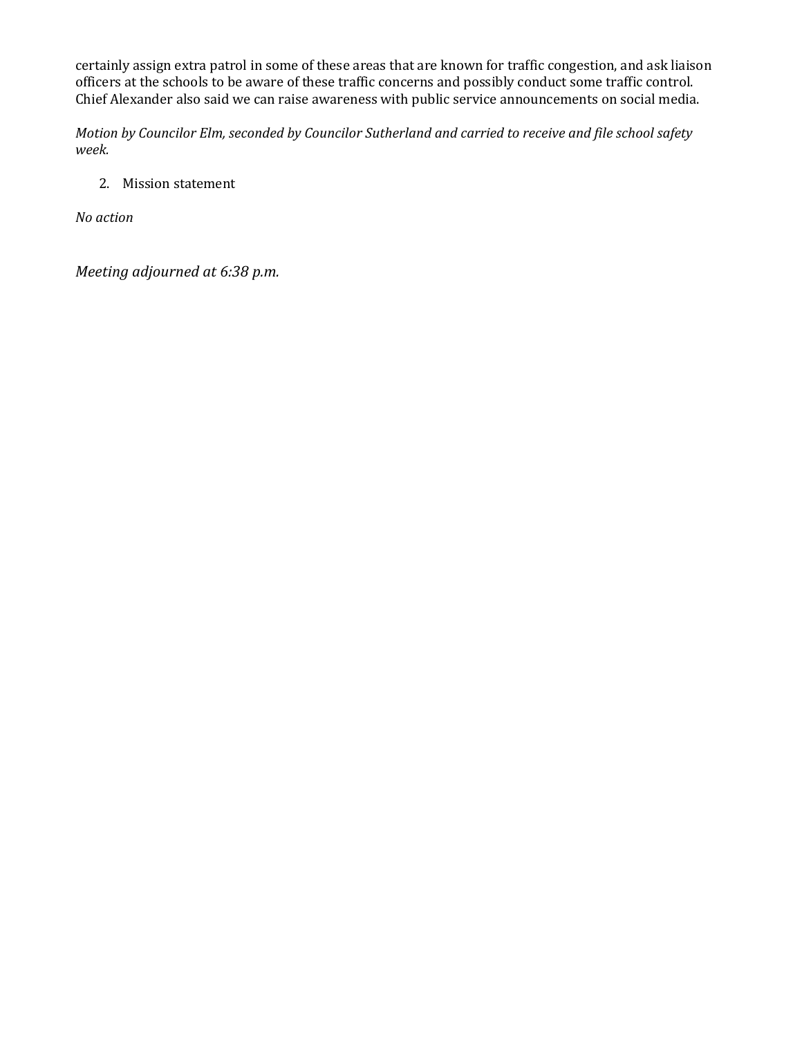certainly assign extra patrol in some of these areas that are known for traffic congestion, and ask liaison officers at the schools to be aware of these traffic concerns and possibly conduct some traffic control. Chief Alexander also said we can raise awareness with public service announcements on social media.

*Motion by Councilor Elm, seconded by Councilor Sutherland and carried to receive and file school safety week.*

2. Mission statement

*No action*

*Meeting adjourned at 6:38 p.m.*